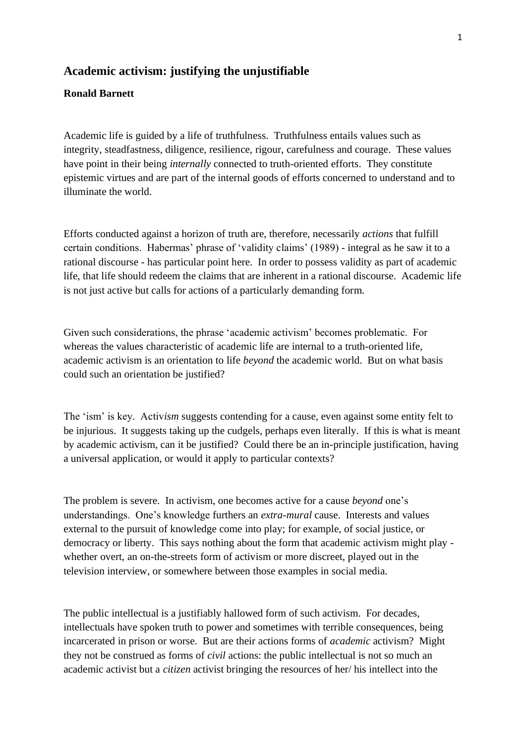## Academic activism: justifying the unjustifiable

**Ronald Barnett**

Academic life is guided by a life of truthfulness. Truthfulness entails values such as integrity, steadfastness, diligence, resilience, rigour, carefulness and courage. These values have point in their being *internally* connected to truth-oriented efforts. They constitute epistemic virtues and are part of the internal goods of efforts concerned to understand and to illuminate the world.

Efforts conducted against a horizon of truth are, therefore, necessarily *actions* that fulfill certain conditions. Habermas' phrase of 'validity claims' (1989) - integral as he saw it to a rational discourse - has particular point here. In order to possess validity as part of academic life, that life should redeem the claims that are inherent in a rational discourse. Academic life is not just active but calls for actions of a particularly demanding form.

Given such considerations, the phrase 'academic activism' becomes problematic. For whereas the values characteristic of academic life are internal to a truth-oriented life, academic activism is an orientation to life *beyond* the academic world. But on what basis could such an orientation be justified?

The 'ism' is key. Activ*ism* suggests contending for a cause, even against some entity felt to be injurious. It suggests taking up the cudgels, perhaps even literally. If this is what is meant by academic activism, can it be justified? Could there be an in-principle justification, having a universal application, or would it apply to particular contexts?

The problem is severe. In activism, one becomes active for a cause *beyond* one's understandings. One's knowledge furthers an *extra-mural* cause. Interests and values external to the pursuit of knowledge come into play; for example, of social justice, or democracy or liberty. This says nothing about the form that academic activism might play - whether overt, an on-the-streets form of activism or more discreet, played out in the television interview, or somewhere between those examples in social media.

The public intellectual is a justifiably hallowed form of such activism. For decades, intellectuals have spoken truth to power and sometimes with terrible consequences, being incarcerated in prison or worse. But are their actions forms of *academic* activism? Might they not be construed as forms of *civil* actions: the public intellectual is not so much an academic activist but a *citizen* activist bringing the resources of her/ his intellect into the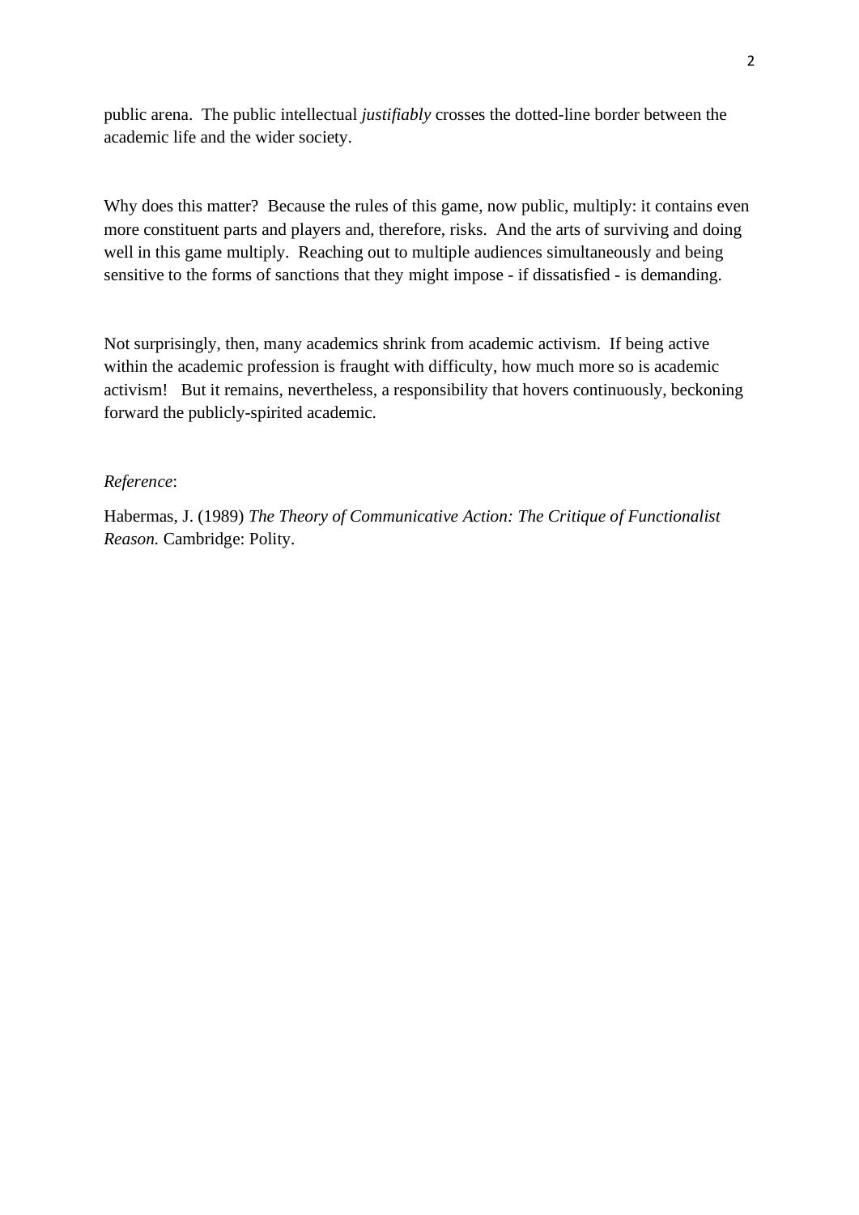public arena. The public intellectual *justifiably* crosses the dotted-line border between the academic life and the wider society.

Why does this matter? Because the rules of this game, now public, multiply: it contains even more constituent parts and players and, therefore, risks. And the arts of surviving and doing well in this game multiply. Reaching out to multiple audiences simultaneously and being sensitive to the forms of sanctions that they might impose - if dissatisfied - is demanding.

Not surprisingly, then, many academics shrink from academic activism. If being active within the academic profession is fraught with difficulty, how much more so is academic activism! But it remains, nevertheless, a responsibility that hovers continuously, beckoning forward the publicly-spirited academic.

*Reference*:

Habermas, J. (1989) *The Theory of Communicative Action: The Critique of Functionalist Reason.* Cambridge: Polity.